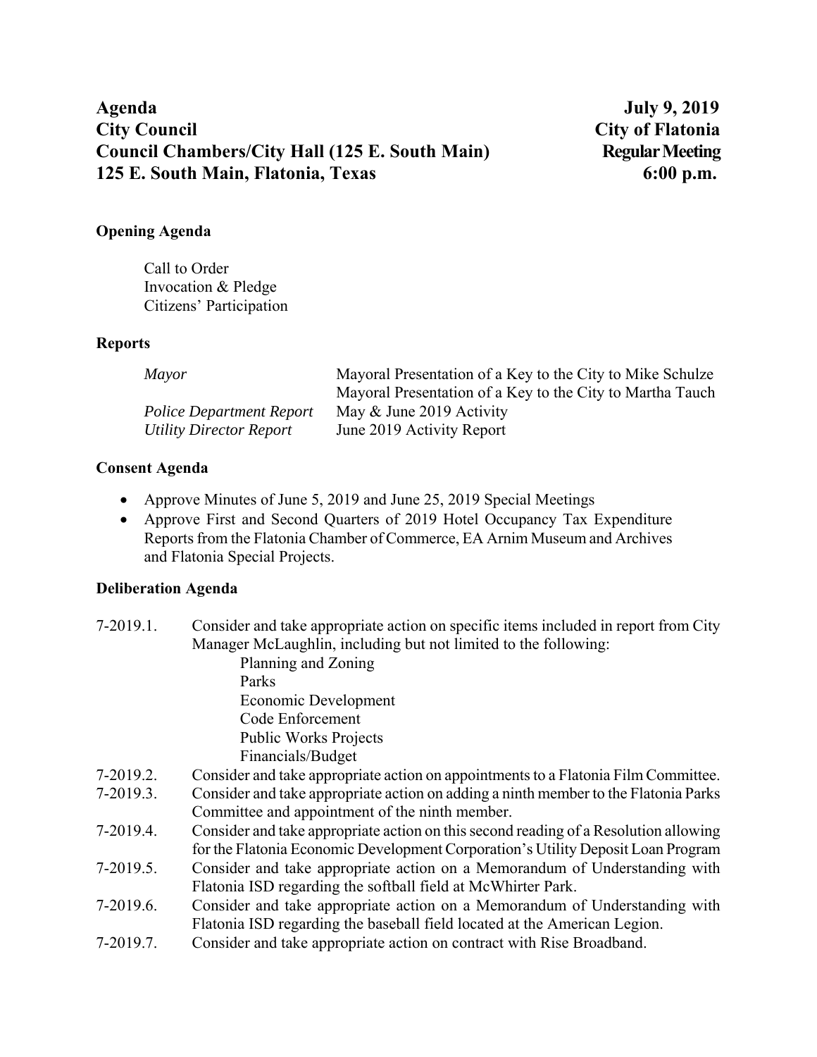**Agenda** **July 9, 2019**
**City Council** **City of Flatonia**
**Council Chambers/City Hall (125 E. South Main)** **Regular Meeting**
**125 E. South Main, Flatonia, Texas** **6:00 p.m.**

**Opening Agenda**

Call to Order
Invocation & Pledge
Citizens' Participation

**Reports**

| | |
|---|---|
| *Mayor* | Mayoral Presentation of a Key to the City to Mike Schulze |
| | Mayoral Presentation of a Key to the City to Martha Tauch |
| *Police Department Report* | May & June 2019 Activity |
| *Utility Director Report* | June 2019 Activity Report |

**Consent Agenda**

- Approve Minutes of June 5, 2019 and June 25, 2019 Special Meetings
- Approve First and Second Quarters of 2019 Hotel Occupancy Tax Expenditure Reports from the Flatonia Chamber of Commerce, EA Arnim Museum and Archives and Flatonia Special Projects.

**Deliberation Agenda**

7-2019.1. Consider and take appropriate action on specific items included in report from City Manager McLaughlin, including but not limited to the following:
  - Planning and Zoning
  - Parks
  - Economic Development
  - Code Enforcement
  - Public Works Projects
  - Financials/Budget

7-2019.2. Consider and take appropriate action on appointments to a Flatonia Film Committee.

7-2019.3. Consider and take appropriate action on adding a ninth member to the Flatonia Parks Committee and appointment of the ninth member.

7-2019.4. Consider and take appropriate action on this second reading of a Resolution allowing for the Flatonia Economic Development Corporation's Utility Deposit Loan Program

7-2019.5. Consider and take appropriate action on a Memorandum of Understanding with Flatonia ISD regarding the softball field at McWhirter Park.

7-2019.6. Consider and take appropriate action on a Memorandum of Understanding with Flatonia ISD regarding the baseball field located at the American Legion.

7-2019.7. Consider and take appropriate action on contract with Rise Broadband.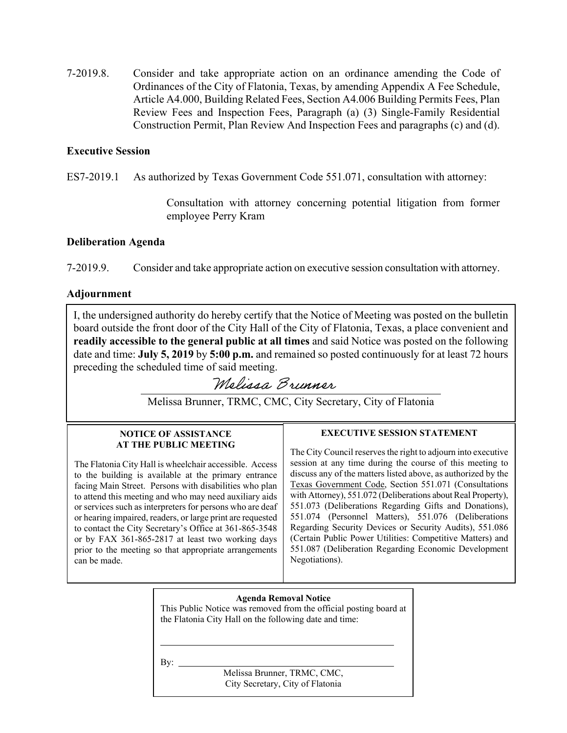7-2019.8. Consider and take appropriate action on an ordinance amending the Code of Ordinances of the City of Flatonia, Texas, by amending Appendix A Fee Schedule, Article A4.000, Building Related Fees, Section A4.006 Building Permits Fees, Plan Review Fees and Inspection Fees, Paragraph (a) (3) Single-Family Residential Construction Permit, Plan Review And Inspection Fees and paragraphs (c) and (d).

**Executive Session**

ES7-2019.1 As authorized by Texas Government Code 551.071, consultation with attorney:

Consultation with attorney concerning potential litigation from former employee Perry Kram

**Deliberation Agenda**

7-2019.9. Consider and take appropriate action on executive session consultation with attorney.

**Adjournment**

I, the undersigned authority do hereby certify that the Notice of Meeting was posted on the bulletin board outside the front door of the City Hall of the City of Flatonia, Texas, a place convenient and **readily accessible to the general public at all times** and said Notice was posted on the following date and time: **July 5, 2019** by **5:00 p.m.** and remained so posted continuously for at least 72 hours preceding the scheduled time of said meeting.

*Melissa Brunner*

Melissa Brunner, TRMC, CMC, City Secretary, City of Flatonia

**NOTICE OF ASSISTANCE AT THE PUBLIC MEETING**

The Flatonia City Hall is wheelchair accessible. Access to the building is available at the primary entrance facing Main Street. Persons with disabilities who plan to attend this meeting and who may need auxiliary aids or services such as interpreters for persons who are deaf or hearing impaired, readers, or large print are requested to contact the City Secretary's Office at 361-865-3548 or by FAX 361-865-2817 at least two working days prior to the meeting so that appropriate arrangements can be made.

**EXECUTIVE SESSION STATEMENT**

The City Council reserves the right to adjourn into executive session at any time during the course of this meeting to discuss any of the matters listed above, as authorized by the Texas Government Code, Section 551.071 (Consultations with Attorney), 551.072 (Deliberations about Real Property), 551.073 (Deliberations Regarding Gifts and Donations), 551.074 (Personnel Matters), 551.076 (Deliberations Regarding Security Devices or Security Audits), 551.086 (Certain Public Power Utilities: Competitive Matters) and 551.087 (Deliberation Regarding Economic Development Negotiations).

**Agenda Removal Notice**

This Public Notice was removed from the official posting board at the Flatonia City Hall on the following date and time:

\_\_\_\_\_\_\_\_\_\_\_\_\_\_\_\_\_\_\_\_\_\_\_\_\_\_\_\_\_\_\_\_\_\_\_\_\_\_

By: \_\_\_\_\_\_\_\_\_\_\_\_\_\_\_\_\_\_\_\_\_\_\_\_\_\_\_\_\_\_\_\_\_\_\_

Melissa Brunner, TRMC, CMC,
City Secretary, City of Flatonia